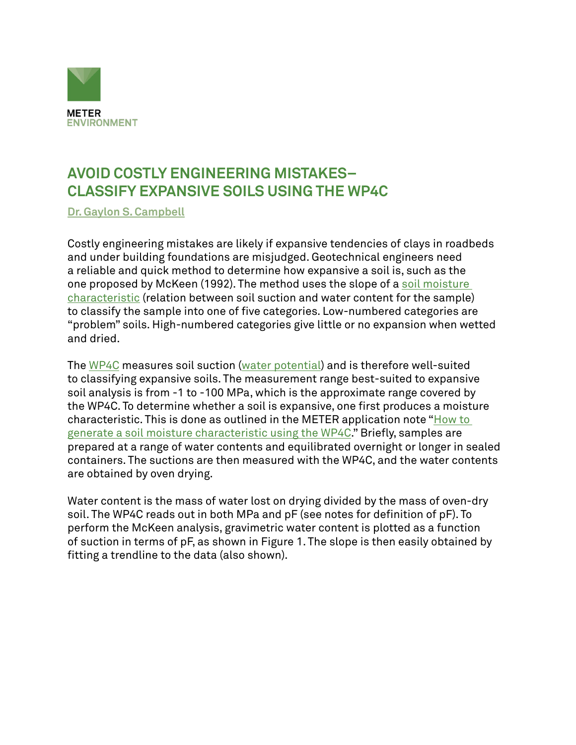METER
ENVIRONMENT

# AVOID COSTLY ENGINEERING MISTAKES– CLASSIFY EXPANSIVE SOILS USING THE WP4C

Dr. Gaylon S. Campbell

Costly engineering mistakes are likely if expansive tendencies of clays in roadbeds and under building foundations are misjudged. Geotechnical engineers need a reliable and quick method to determine how expansive a soil is, such as the one proposed by McKeen (1992). The method uses the slope of a soil moisture characteristic (relation between soil suction and water content for the sample) to classify the sample into one of five categories. Low-numbered categories are "problem" soils. High-numbered categories give little or no expansion when wetted and dried.

The WP4C measures soil suction (water potential) and is therefore well-suited to classifying expansive soils. The measurement range best-suited to expansive soil analysis is from -1 to -100 MPa, which is the approximate range covered by the WP4C. To determine whether a soil is expansive, one first produces a moisture characteristic. This is done as outlined in the METER application note "How to generate a soil moisture characteristic using the WP4C." Briefly, samples are prepared at a range of water contents and equilibrated overnight or longer in sealed containers. The suctions are then measured with the WP4C, and the water contents are obtained by oven drying.

Water content is the mass of water lost on drying divided by the mass of oven-dry soil. The WP4C reads out in both MPa and pF (see notes for definition of pF). To perform the McKeen analysis, gravimetric water content is plotted as a function of suction in terms of pF, as shown in Figure 1. The slope is then easily obtained by fitting a trendline to the data (also shown).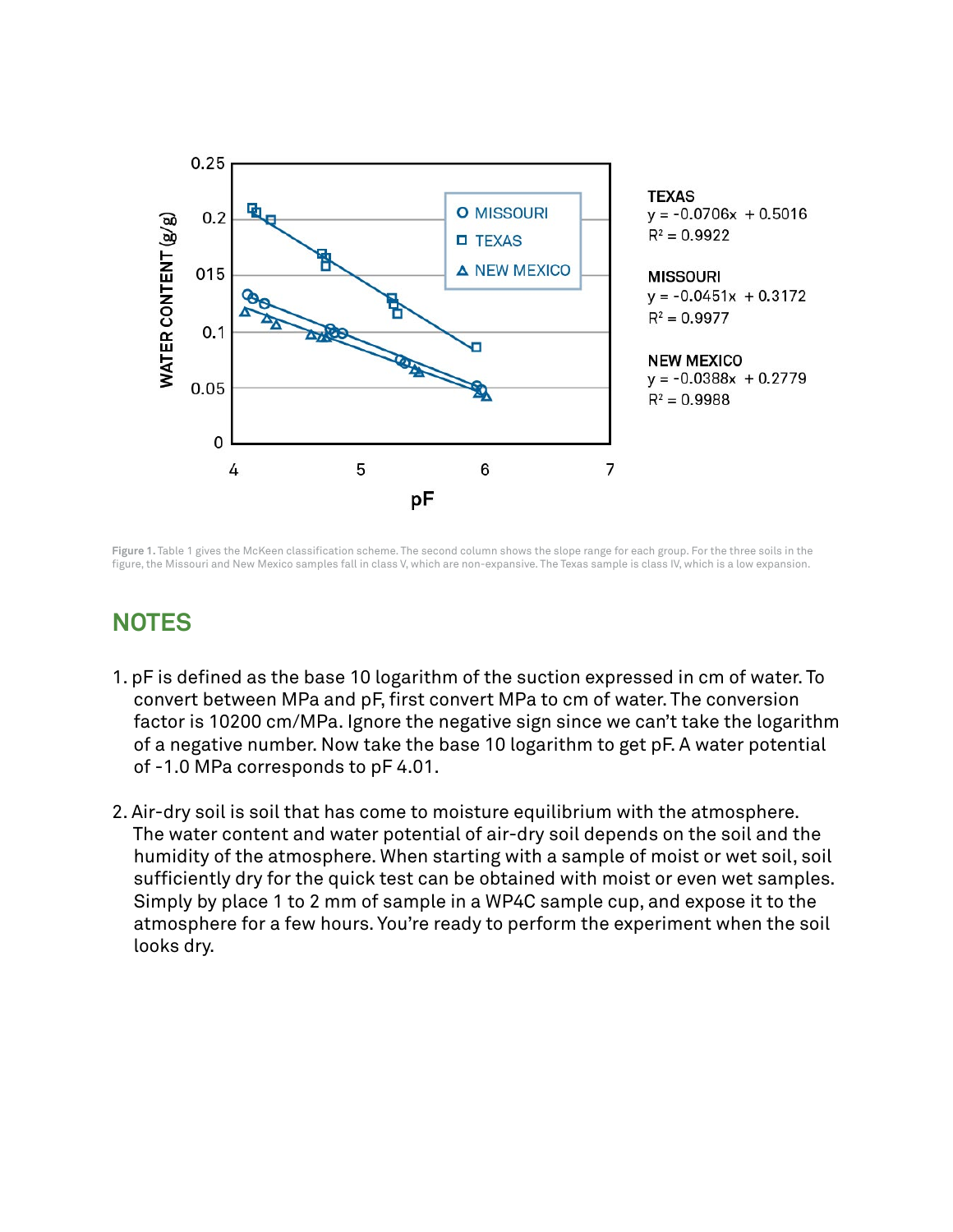0.25

0.2

015

0.1

0.05

0

4

5

6

7

WATER CONTENT (g/g)

pF

MISSOURI

TEXAS

NEW MEXICO

TEXAS

$y = -0.0706x + 0.5016$

$R^2 = 0.9922$

MISSOURI

$y = -0.0451x + 0.3172$

$R^2 = 0.9977$

NEW MEXICO

$y = -0.0388x + 0.2779$

$R^2 = 0.9988$

**Figure 1.** Table 1 gives the McKeen classification scheme. The second column shows the slope range for each group. For the three soils in the figure, the Missouri and New Mexico samples fall in class V, which are non-expansive. The Texas sample is class IV, which is a low expansion.

## NOTES

1. pF is defined as the base 10 logarithm of the suction expressed in cm of water. To convert between MPa and pF, first convert MPa to cm of water. The conversion factor is 10200 cm/MPa. Ignore the negative sign since we can't take the logarithm of a negative number. Now take the base 10 logarithm to get pF. A water potential of -1.0 MPa corresponds to pF 4.01.

2. Air-dry soil is soil that has come to moisture equilibrium with the atmosphere. The water content and water potential of air-dry soil depends on the soil and the humidity of the atmosphere. When starting with a sample of moist or wet soil, soil sufficiently dry for the quick test can be obtained with moist or even wet samples. Simply by place 1 to 2 mm of sample in a WP4C sample cup, and expose it to the atmosphere for a few hours. You're ready to perform the experiment when the soil looks dry.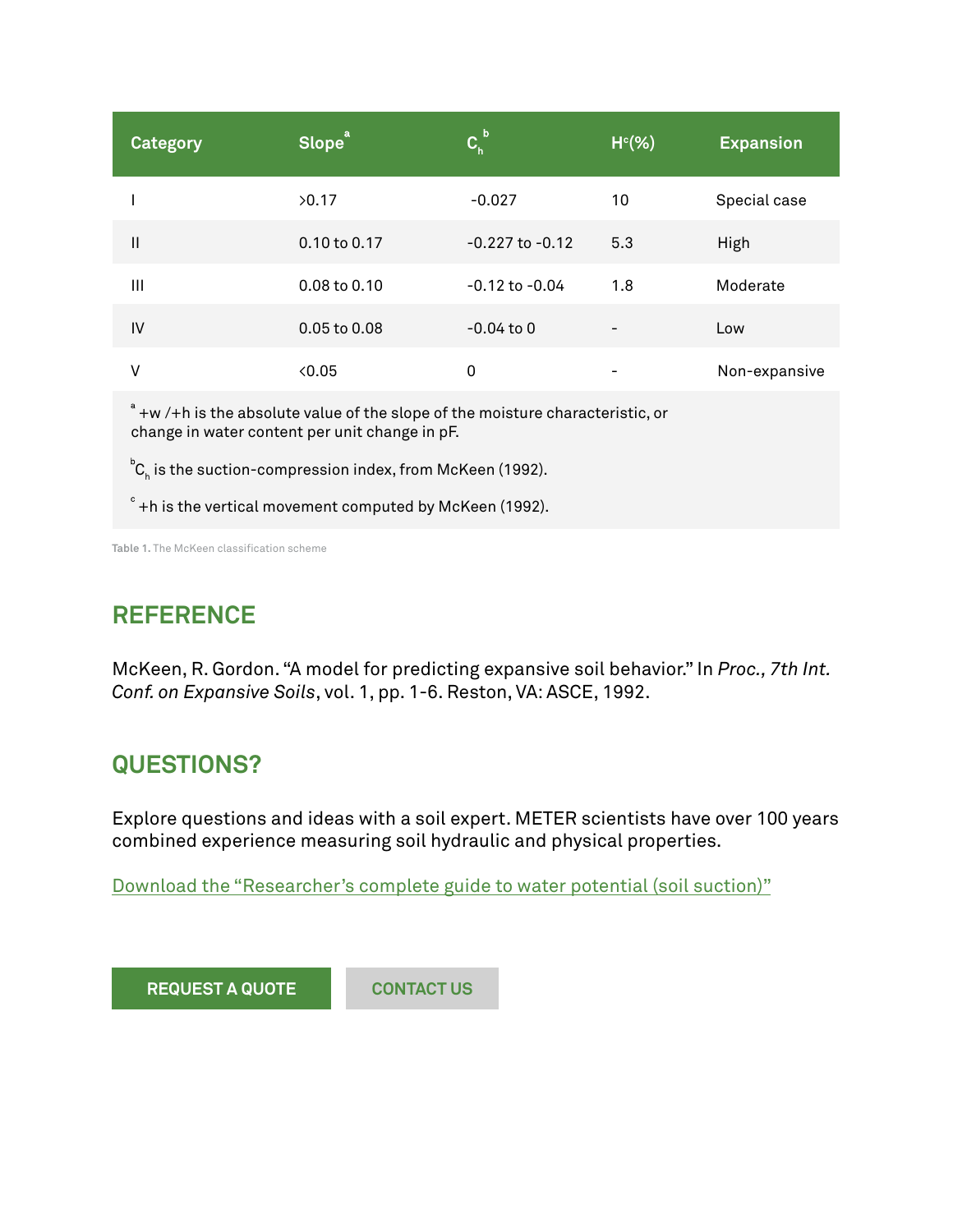| Category | Slope[a] | $C_h$[b] | H[c](%) | Expansion |
|---|---|---|---|---|
| I | >0.17 | -0.027 | 10 | Special case |
| II | 0.10 to 0.17 | -0.227 to -0.12 | 5.3 | High |
| III | 0.08 to 0.10 | -0.12 to -0.04 | 1.8 | Moderate |
| IV | 0.05 to 0.08 | -0.04 to 0 | - | Low |
| V | <0.05 | 0 | - | Non-expansive |

[a] +w /+h is the absolute value of the slope of the moisture characteristic, or change in water content per unit change in pF.

[b] $C_h$ is the suction-compression index, from McKeen (1992).

[c] +h is the vertical movement computed by McKeen (1992).

**Table 1.** The McKeen classification scheme

## REFERENCE

McKeen, R. Gordon. "A model for predicting expansive soil behavior." In *Proc., 7th Int. Conf. on Expansive Soils*, vol. 1, pp. 1-6. Reston, VA: ASCE, 1992.

## QUESTIONS?

Explore questions and ideas with a soil expert. METER scientists have over 100 years combined experience measuring soil hydraulic and physical properties.

Download the "Researcher's complete guide to water potential (soil suction)"

REQUEST A QUOTE

CONTACT US